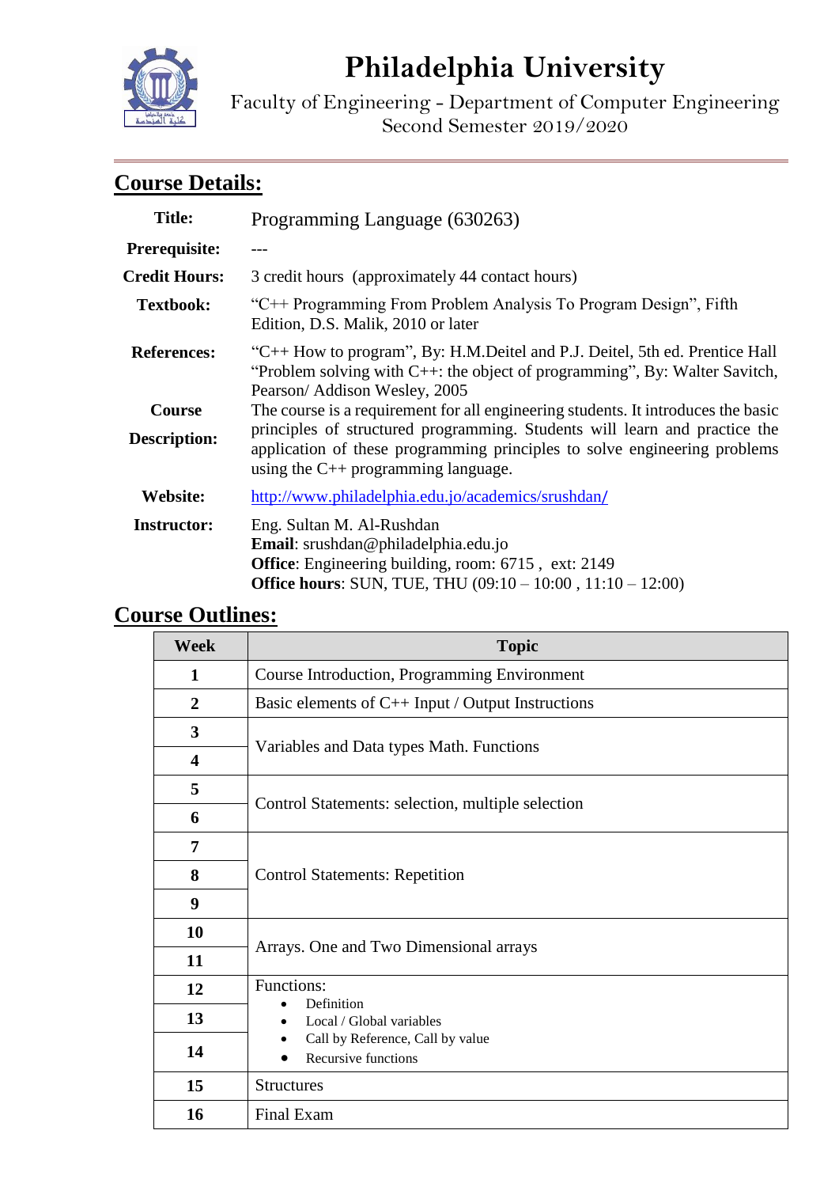# Philadelphia University

Faculty of Engineering - Department of Computer Engineering
Second Semester 2019/2020

## Course Details:

| | |
|---|---|
| **Title:** | Programming Language (630263) |
| **Prerequisite:** | --- |
| **Credit Hours:** | 3 credit hours (approximately 44 contact hours) |
| **Textbook:** | "C++ Programming From Problem Analysis To Program Design", Fifth Edition, D.S. Malik, 2010 or later |
| **References:** | "C++ How to program", By: H.M.Deitel and P.J. Deitel, 5th ed. Prentice Hall<br>"Problem solving with C++: the object of programming", By: Walter Savitch, Pearson/ Addison Wesley, 2005 |
| **Course Description:** | The course is a requirement for all engineering students. It introduces the basic principles of structured programming. Students will learn and practice the application of these programming principles to solve engineering problems using the C++ programming language. |
| **Website:** | http://www.philadelphia.edu.jo/academics/srushdan/ |
| **Instructor:** | Eng. Sultan M. Al-Rushdan<br>**Email**: srushdan@philadelphia.edu.jo<br>**Office**: Engineering building, room: 6715 , ext: 2149<br>**Office hours**: SUN, TUE, THU (09:10 – 10:00 , 11:10 – 12:00) |

## Course Outlines:

| Week | Topic |
|---|---|
| 1 | Course Introduction, Programming Environment |
| 2 | Basic elements of C++ Input / Output Instructions |
| 3 | Variables and Data types Math. Functions |
| 4 | |
| 5 | Control Statements: selection, multiple selection |
| 6 | |
| 7 | Control Statements: Repetition |
| 8 | |
| 9 | |
| 10 | Arrays. One and Two Dimensional arrays |
| 11 | |
| 12 | Functions:<br>• Definition<br>• Local / Global variables<br>• Call by Reference, Call by value<br>• Recursive functions |
| 13 | |
| 14 | |
| 15 | Structures |
| 16 | Final Exam |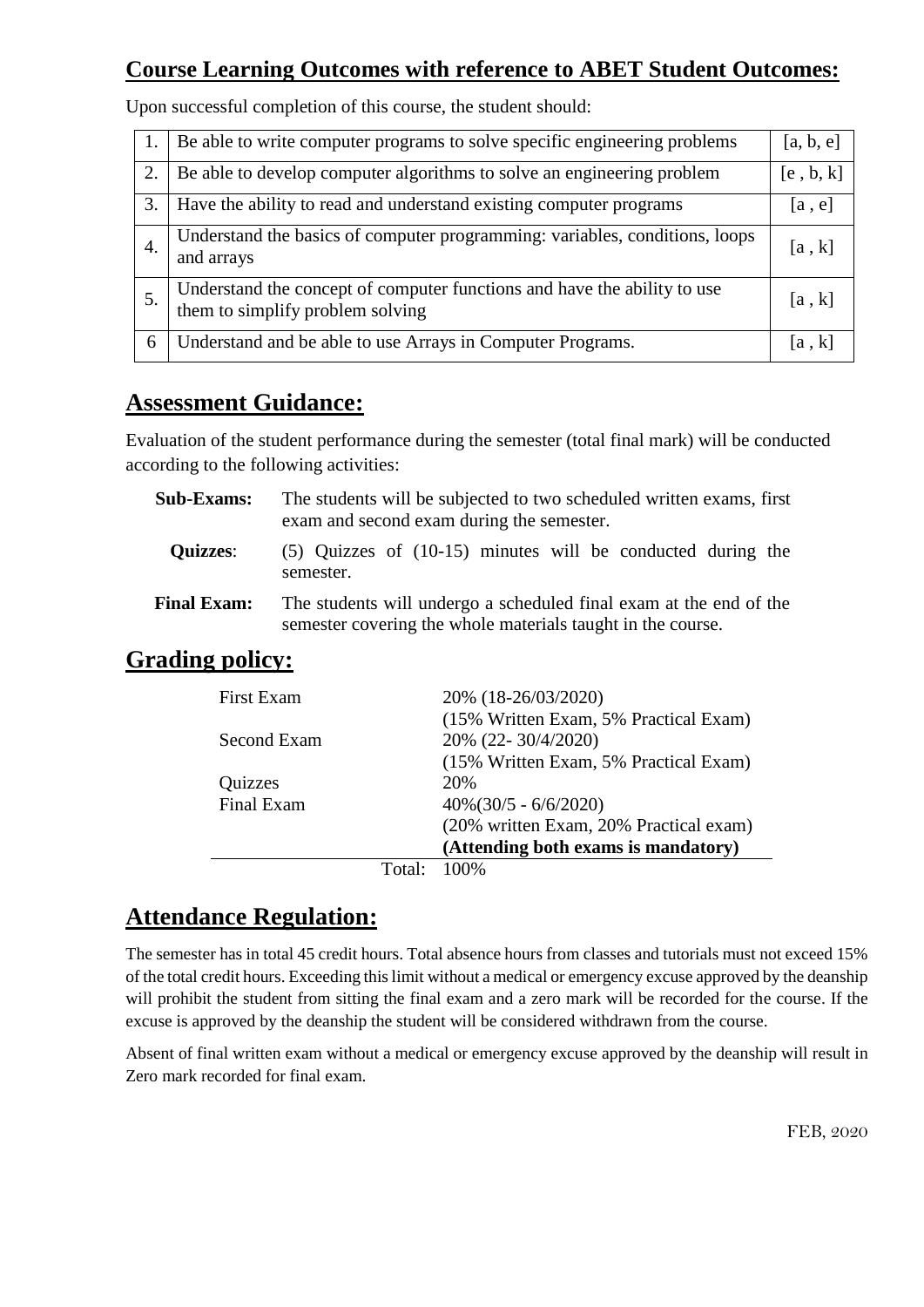## Course Learning Outcomes with reference to ABET Student Outcomes:

Upon successful completion of this course, the student should:

| | | |
|---|---|---|
| 1. | Be able to write computer programs to solve specific engineering problems | [a, b, e] |
| 2. | Be able to develop computer algorithms to solve an engineering problem | [e , b, k] |
| 3. | Have the ability to read and understand existing computer programs | [a , e] |
| 4. | Understand the basics of computer programming: variables, conditions, loops and arrays | [a , k] |
| 5. | Understand the concept of computer functions and have the ability to use them to simplify problem solving | [a , k] |
| 6 | Understand and be able to use Arrays in Computer Programs. | [a , k] |

## Assessment Guidance:

Evaluation of the student performance during the semester (total final mark) will be conducted according to the following activities:

**Sub-Exams:** The students will be subjected to two scheduled written exams, first exam and second exam during the semester.

**Quizzes**: (5) Quizzes of (10-15) minutes will be conducted during the semester.

**Final Exam:** The students will undergo a scheduled final exam at the end of the semester covering the whole materials taught in the course.

## Grading policy:

| | |
|---|---|
| First Exam | 20% (18-26/03/2020) |
| | (15% Written Exam, 5% Practical Exam) |
| Second Exam | 20% (22- 30/4/2020) |
| | (15% Written Exam, 5% Practical Exam) |
| Quizzes | 20% |
| Final Exam | 40%(30/5 - 6/6/2020) |
| | (20% written Exam, 20% Practical exam) |
| | **(Attending both exams is mandatory)** |
| Total: | 100% |

## Attendance Regulation:

The semester has in total 45 credit hours. Total absence hours from classes and tutorials must not exceed 15% of the total credit hours. Exceeding this limit without a medical or emergency excuse approved by the deanship will prohibit the student from sitting the final exam and a zero mark will be recorded for the course. If the excuse is approved by the deanship the student will be considered withdrawn from the course.

Absent of final written exam without a medical or emergency excuse approved by the deanship will result in Zero mark recorded for final exam.

FEB, 2020